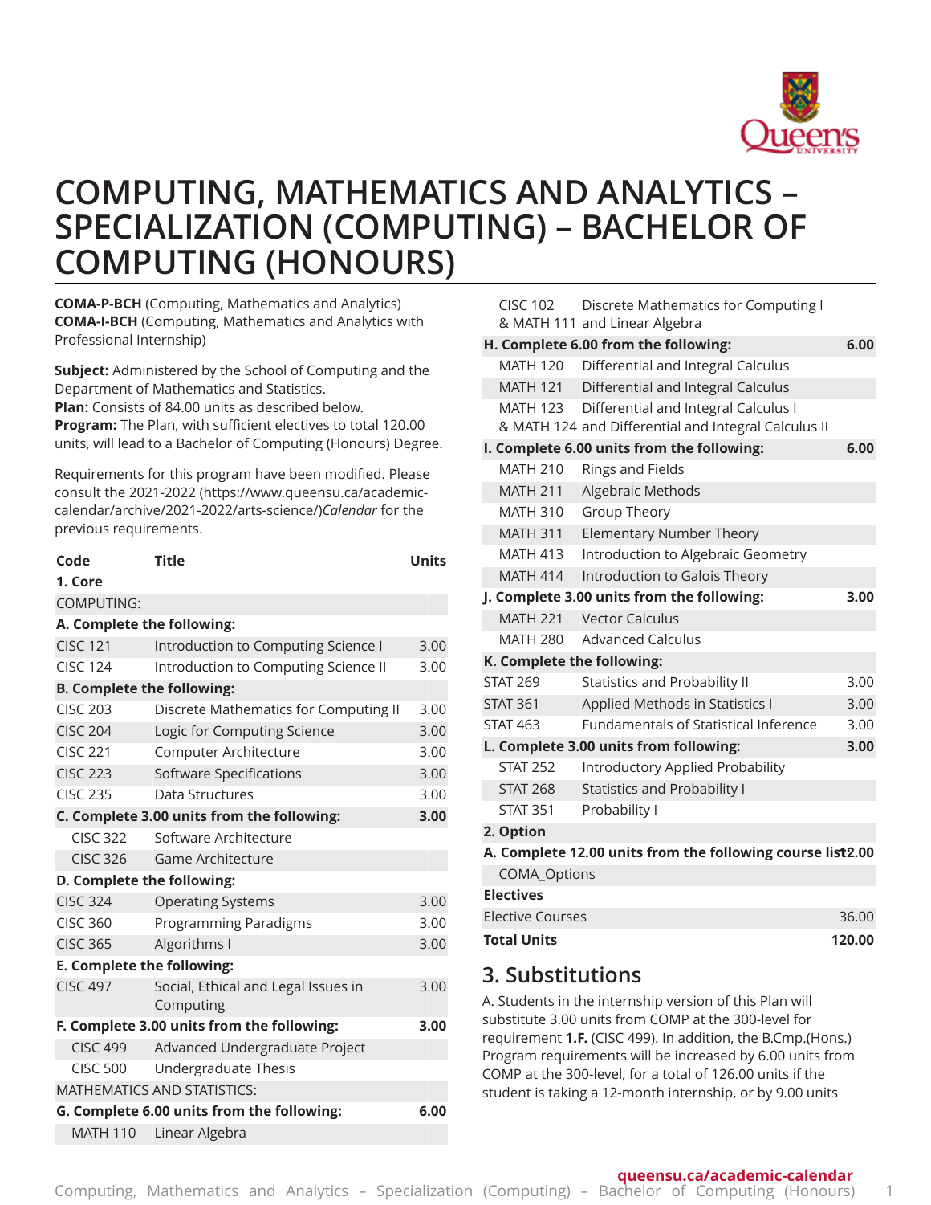# COMPUTING, MATHEMATICS AND ANALYTICS – SPECIALIZATION (COMPUTING) – BACHELOR OF COMPUTING (HONOURS)

**COMA-P-BCH** (Computing, Mathematics and Analytics)
**COMA-I-BCH** (Computing, Mathematics and Analytics with Professional Internship)

**Subject:** Administered by the School of Computing and the Department of Mathematics and Statistics.
**Plan:** Consists of 84.00 units as described below.
**Program:** The Plan, with sufficient electives to total 120.00 units, will lead to a Bachelor of Computing (Honours) Degree.

Requirements for this program have been modified. Please consult the 2021-2022 (https://www.queensu.ca/academic-calendar/archive/2021-2022/arts-science/)*Calendar* for the previous requirements.

| Code | Title | Units |
|---|---|---|
| **1. Core** | | |
| COMPUTING: | | |
| **A. Complete the following:** | | |
| CISC 121 | Introduction to Computing Science I | 3.00 |
| CISC 124 | Introduction to Computing Science II | 3.00 |
| **B. Complete the following:** | | |
| CISC 203 | Discrete Mathematics for Computing II | 3.00 |
| CISC 204 | Logic for Computing Science | 3.00 |
| CISC 221 | Computer Architecture | 3.00 |
| CISC 223 | Software Specifications | 3.00 |
| CISC 235 | Data Structures | 3.00 |
| **C. Complete 3.00 units from the following:** | | **3.00** |
| CISC 322 | Software Architecture | |
| CISC 326 | Game Architecture | |
| **D. Complete the following:** | | |
| CISC 324 | Operating Systems | 3.00 |
| CISC 360 | Programming Paradigms | 3.00 |
| CISC 365 | Algorithms I | 3.00 |
| **E. Complete the following:** | | |
| CISC 497 | Social, Ethical and Legal Issues in Computing | 3.00 |
| **F. Complete 3.00 units from the following:** | | **3.00** |
| CISC 499 | Advanced Undergraduate Project | |
| CISC 500 | Undergraduate Thesis | |
| MATHEMATICS AND STATISTICS: | | |
| **G. Complete 6.00 units from the following:** | | **6.00** |
| MATH 110 | Linear Algebra | |
| CISC 102 & MATH 111 | Discrete Mathematics for Computing I and Linear Algebra | |
| **H. Complete 6.00 from the following:** | | **6.00** |
| MATH 120 | Differential and Integral Calculus | |
| MATH 121 | Differential and Integral Calculus | |
| MATH 123 & MATH 124 | Differential and Integral Calculus I and Differential and Integral Calculus II | |
| **I. Complete 6.00 units from the following:** | | **6.00** |
| MATH 210 | Rings and Fields | |
| MATH 211 | Algebraic Methods | |
| MATH 310 | Group Theory | |
| MATH 311 | Elementary Number Theory | |
| MATH 413 | Introduction to Algebraic Geometry | |
| MATH 414 | Introduction to Galois Theory | |
| **J. Complete 3.00 units from the following:** | | **3.00** |
| MATH 221 | Vector Calculus | |
| MATH 280 | Advanced Calculus | |
| **K. Complete the following:** | | |
| STAT 269 | Statistics and Probability II | 3.00 |
| STAT 361 | Applied Methods in Statistics I | 3.00 |
| STAT 463 | Fundamentals of Statistical Inference | 3.00 |
| **L. Complete 3.00 units from following:** | | **3.00** |
| STAT 252 | Introductory Applied Probability | |
| STAT 268 | Statistics and Probability I | |
| STAT 351 | Probability I | |
| **2. Option** | | |
| **A. Complete 12.00 units from the following course list** | | **12.00** |
| COMA_Options | | |
| **Electives** | | |
| Elective Courses | | 36.00 |
| **Total Units** | | **120.00** |

## 3. Substitutions

A. Students in the internship version of this Plan will substitute 3.00 units from COMP at the 300-level for requirement **1.F.** (CISC 499). In addition, the B.Cmp.(Hons.) Program requirements will be increased by 6.00 units from COMP at the 300-level, for a total of 126.00 units if the student is taking a 12-month internship, or by 9.00 units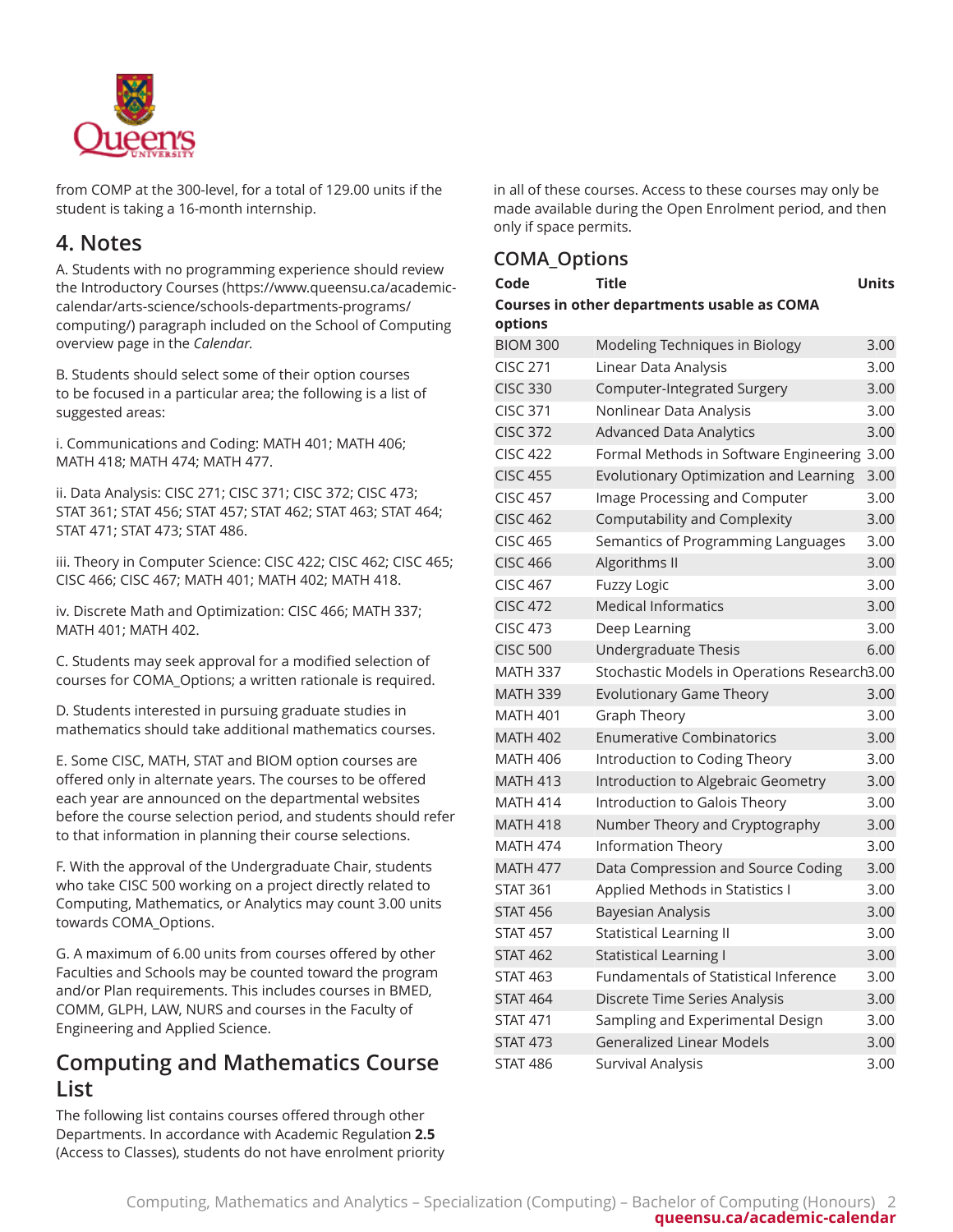from COMP at the 300-level, for a total of 129.00 units if the student is taking a 16-month internship.

## 4. Notes

A. Students with no programming experience should review the Introductory Courses (https://www.queensu.ca/academic-calendar/arts-science/schools-departments-programs/computing/) paragraph included on the School of Computing overview page in the *Calendar*.

B. Students should select some of their option courses to be focused in a particular area; the following is a list of suggested areas:

i. Communications and Coding: MATH 401; MATH 406; MATH 418; MATH 474; MATH 477.

ii. Data Analysis: CISC 271; CISC 371; CISC 372; CISC 473; STAT 361; STAT 456; STAT 457; STAT 462; STAT 463; STAT 464; STAT 471; STAT 473; STAT 486.

iii. Theory in Computer Science: CISC 422; CISC 462; CISC 465; CISC 466; CISC 467; MATH 401; MATH 402; MATH 418.

iv. Discrete Math and Optimization: CISC 466; MATH 337; MATH 401; MATH 402.

C. Students may seek approval for a modified selection of courses for COMA_Options; a written rationale is required.

D. Students interested in pursuing graduate studies in mathematics should take additional mathematics courses.

E. Some CISC, MATH, STAT and BIOM option courses are offered only in alternate years. The courses to be offered each year are announced on the departmental websites before the course selection period, and students should refer to that information in planning their course selections.

F. With the approval of the Undergraduate Chair, students who take CISC 500 working on a project directly related to Computing, Mathematics, or Analytics may count 3.00 units towards COMA_Options.

G. A maximum of 6.00 units from courses offered by other Faculties and Schools may be counted toward the program and/or Plan requirements. This includes courses in BMED, COMM, GLPH, LAW, NURS and courses in the Faculty of Engineering and Applied Science.

## Computing and Mathematics Course List

The following list contains courses offered through other Departments. In accordance with Academic Regulation **2.5** (Access to Classes), students do not have enrolment priority in all of these courses. Access to these courses may only be made available during the Open Enrolment period, and then only if space permits.

### COMA_Options

| Code | Title | Units |
|---|---|---|
| **Courses in other departments usable as COMA options** | | |
| BIOM 300 | Modeling Techniques in Biology | 3.00 |
| CISC 271 | Linear Data Analysis | 3.00 |
| CISC 330 | Computer-Integrated Surgery | 3.00 |
| CISC 371 | Nonlinear Data Analysis | 3.00 |
| CISC 372 | Advanced Data Analytics | 3.00 |
| CISC 422 | Formal Methods in Software Engineering | 3.00 |
| CISC 455 | Evolutionary Optimization and Learning | 3.00 |
| CISC 457 | Image Processing and Computer | 3.00 |
| CISC 462 | Computability and Complexity | 3.00 |
| CISC 465 | Semantics of Programming Languages | 3.00 |
| CISC 466 | Algorithms II | 3.00 |
| CISC 467 | Fuzzy Logic | 3.00 |
| CISC 472 | Medical Informatics | 3.00 |
| CISC 473 | Deep Learning | 3.00 |
| CISC 500 | Undergraduate Thesis | 6.00 |
| MATH 337 | Stochastic Models in Operations Research | 3.00 |
| MATH 339 | Evolutionary Game Theory | 3.00 |
| MATH 401 | Graph Theory | 3.00 |
| MATH 402 | Enumerative Combinatorics | 3.00 |
| MATH 406 | Introduction to Coding Theory | 3.00 |
| MATH 413 | Introduction to Algebraic Geometry | 3.00 |
| MATH 414 | Introduction to Galois Theory | 3.00 |
| MATH 418 | Number Theory and Cryptography | 3.00 |
| MATH 474 | Information Theory | 3.00 |
| MATH 477 | Data Compression and Source Coding | 3.00 |
| STAT 361 | Applied Methods in Statistics I | 3.00 |
| STAT 456 | Bayesian Analysis | 3.00 |
| STAT 457 | Statistical Learning II | 3.00 |
| STAT 462 | Statistical Learning I | 3.00 |
| STAT 463 | Fundamentals of Statistical Inference | 3.00 |
| STAT 464 | Discrete Time Series Analysis | 3.00 |
| STAT 471 | Sampling and Experimental Design | 3.00 |
| STAT 473 | Generalized Linear Models | 3.00 |
| STAT 486 | Survival Analysis | 3.00 |